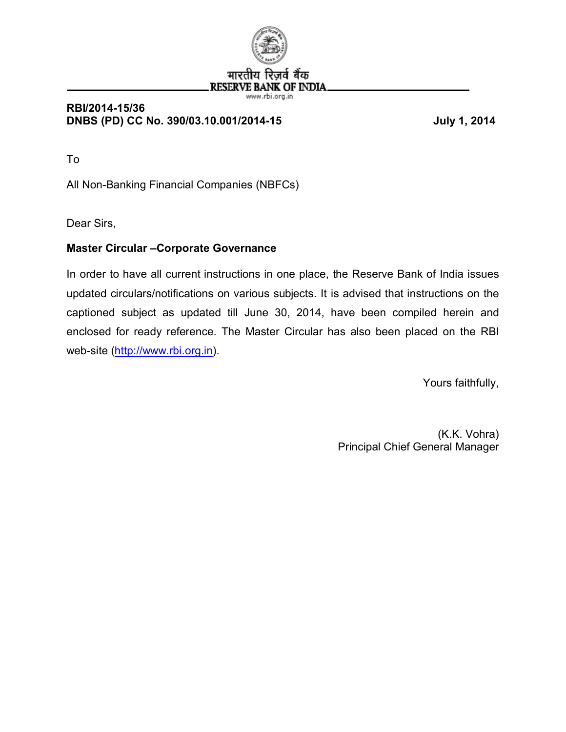भारतीय रिज़र्व बैंक
RESERVE BANK OF INDIA
www.rbi.org.in

**RBI/2014-15/36**
**DNBS (PD) CC No. 390/03.10.001/2014-15** **July 1, 2014**

To

All Non-Banking Financial Companies (NBFCs)

Dear Sirs,

**Master Circular –Corporate Governance**

In order to have all current instructions in one place, the Reserve Bank of India issues updated circulars/notifications on various subjects. It is advised that instructions on the captioned subject as updated till June 30, 2014, have been compiled herein and enclosed for ready reference. The Master Circular has also been placed on the RBI web-site (http://www.rbi.org.in).

Yours faithfully,

(K.K. Vohra)
Principal Chief General Manager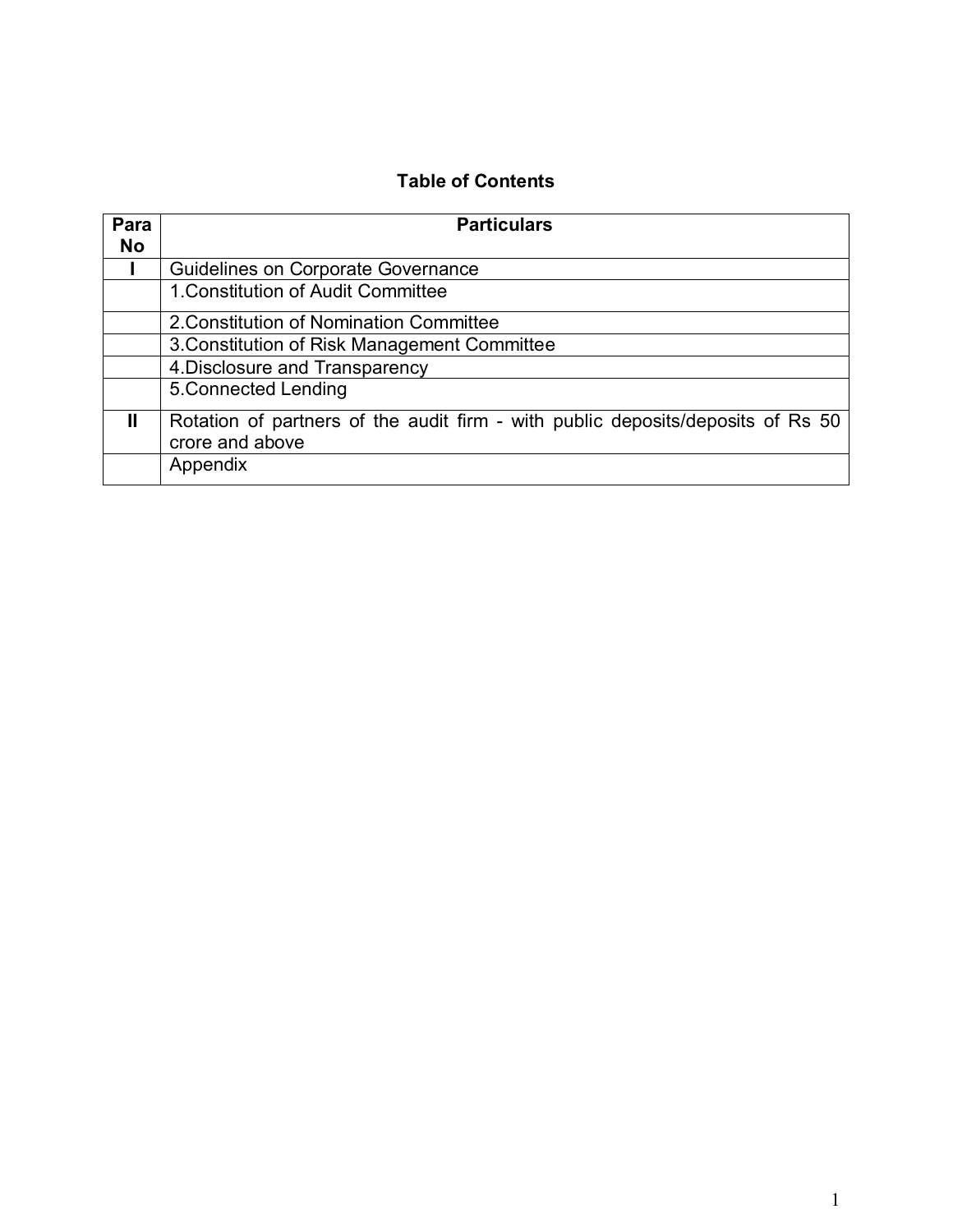# Table of Contents

| Para No | Particulars |
|---|---|
| I | Guidelines on Corporate Governance |
| | 1.Constitution of Audit Committee |
| | 2.Constitution of Nomination Committee |
| | 3.Constitution of Risk Management Committee |
| | 4.Disclosure and Transparency |
| | 5.Connected Lending |
| II | Rotation of partners of the audit firm - with public deposits/deposits of Rs 50 crore and above |
| | Appendix |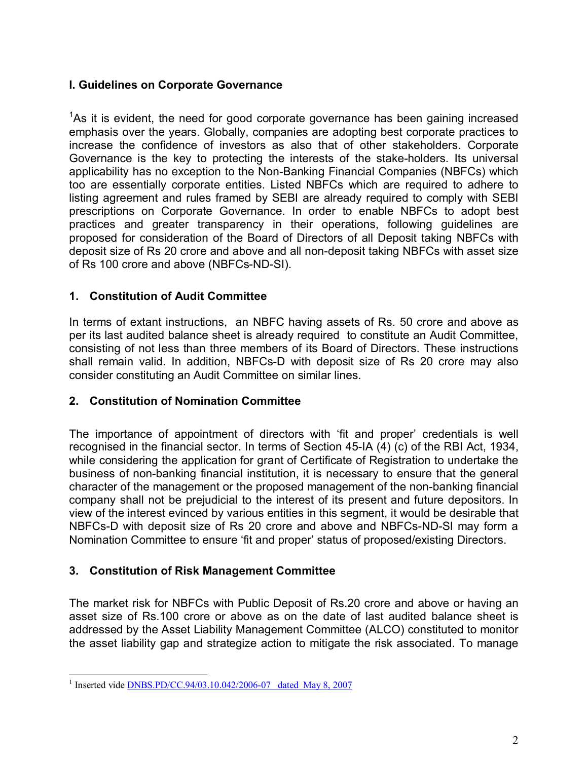## I. Guidelines on Corporate Governance

[1]As it is evident, the need for good corporate governance has been gaining increased emphasis over the years. Globally, companies are adopting best corporate practices to increase the confidence of investors as also that of other stakeholders. Corporate Governance is the key to protecting the interests of the stake-holders. Its universal applicability has no exception to the Non-Banking Financial Companies (NBFCs) which too are essentially corporate entities. Listed NBFCs which are required to adhere to listing agreement and rules framed by SEBI are already required to comply with SEBI prescriptions on Corporate Governance. In order to enable NBFCs to adopt best practices and greater transparency in their operations, following guidelines are proposed for consideration of the Board of Directors of all Deposit taking NBFCs with deposit size of Rs 20 crore and above and all non-deposit taking NBFCs with asset size of Rs 100 crore and above (NBFCs-ND-SI).

### 1. Constitution of Audit Committee

In terms of extant instructions, an NBFC having assets of Rs. 50 crore and above as per its last audited balance sheet is already required to constitute an Audit Committee, consisting of not less than three members of its Board of Directors. These instructions shall remain valid. In addition, NBFCs-D with deposit size of Rs 20 crore may also consider constituting an Audit Committee on similar lines.

### 2. Constitution of Nomination Committee

The importance of appointment of directors with 'fit and proper' credentials is well recognised in the financial sector. In terms of Section 45-IA (4) (c) of the RBI Act, 1934, while considering the application for grant of Certificate of Registration to undertake the business of non-banking financial institution, it is necessary to ensure that the general character of the management or the proposed management of the non-banking financial company shall not be prejudicial to the interest of its present and future depositors. In view of the interest evinced by various entities in this segment, it would be desirable that NBFCs-D with deposit size of Rs 20 crore and above and NBFCs-ND-SI may form a Nomination Committee to ensure 'fit and proper' status of proposed/existing Directors.

### 3. Constitution of Risk Management Committee

The market risk for NBFCs with Public Deposit of Rs.20 crore and above or having an asset size of Rs.100 crore or above as on the date of last audited balance sheet is addressed by the Asset Liability Management Committee (ALCO) constituted to monitor the asset liability gap and strategize action to mitigate the risk associated. To manage

---

[1] Inserted vide DNBS.PD/CC.94/03.10.042/2006-07 dated May 8, 2007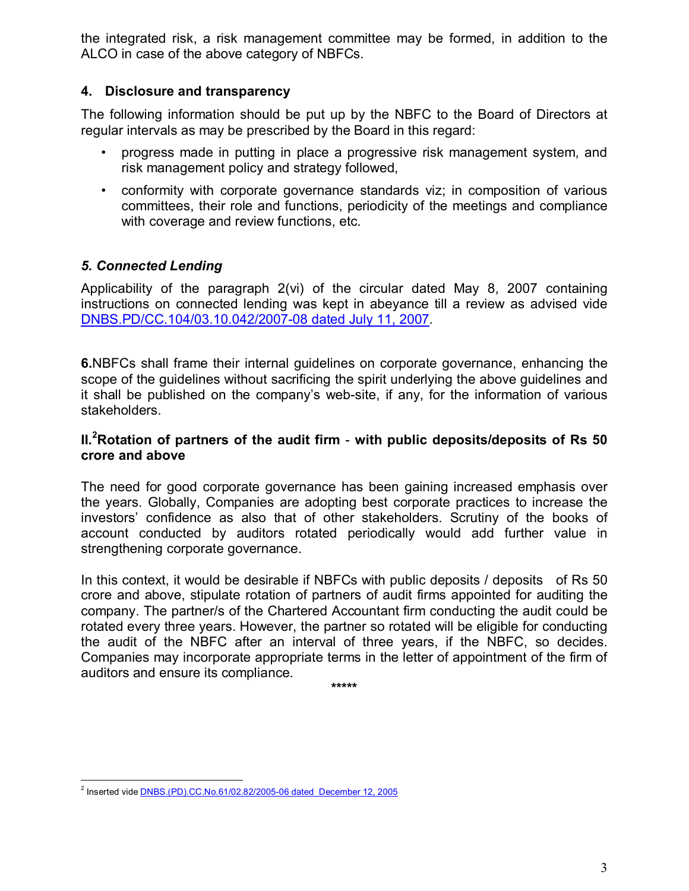the integrated risk, a risk management committee may be formed, in addition to the ALCO in case of the above category of NBFCs.

### 4. Disclosure and transparency

The following information should be put up by the NBFC to the Board of Directors at regular intervals as may be prescribed by the Board in this regard:

- progress made in putting in place a progressive risk management system, and risk management policy and strategy followed,
- conformity with corporate governance standards viz; in composition of various committees, their role and functions, periodicity of the meetings and compliance with coverage and review functions, etc.

### *5. Connected Lending*

Applicability of the paragraph 2(vi) of the circular dated May 8, 2007 containing instructions on connected lending was kept in abeyance till a review as advised vide DNBS.PD/CC.104/03.10.042/2007-08 dated July 11, 2007.

**6.**NBFCs shall frame their internal guidelines on corporate governance, enhancing the scope of the guidelines without sacrificing the spirit underlying the above guidelines and it shall be published on the company's web-site, if any, for the information of various stakeholders.

### II.[2]Rotation of partners of the audit firm - with public deposits/deposits of Rs 50 crore and above

The need for good corporate governance has been gaining increased emphasis over the years. Globally, Companies are adopting best corporate practices to increase the investors' confidence as also that of other stakeholders. Scrutiny of the books of account conducted by auditors rotated periodically would add further value in strengthening corporate governance.

In this context, it would be desirable if NBFCs with public deposits / deposits of Rs 50 crore and above, stipulate rotation of partners of audit firms appointed for auditing the company. The partner/s of the Chartered Accountant firm conducting the audit could be rotated every three years. However, the partner so rotated will be eligible for conducting the audit of the NBFC after an interval of three years, if the NBFC, so decides. Companies may incorporate appropriate terms in the letter of appointment of the firm of auditors and ensure its compliance.

*****

---

[2] Inserted vide DNBS.(PD).CC.No.61/02.82/2005-06 dated December 12, 2005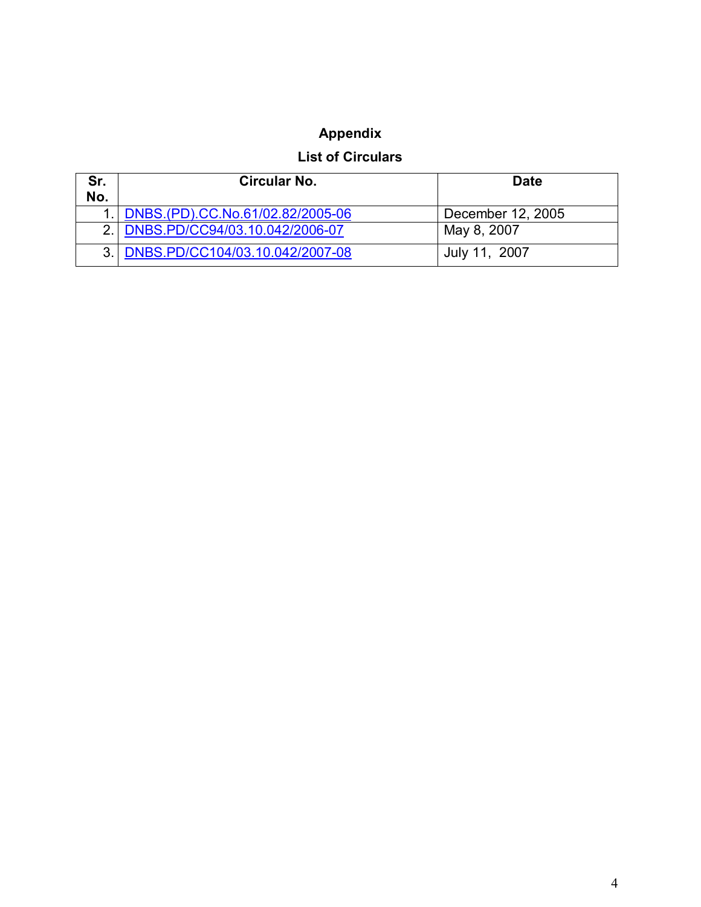# Appendix

## List of Circulars

| Sr. No. | Circular No. | Date |
|---|---|---|
| 1. | DNBS.(PD).CC.No.61/02.82/2005-06 | December 12, 2005 |
| 2. | DNBS.PD/CC94/03.10.042/2006-07 | May 8, 2007 |
| 3. | DNBS.PD/CC104/03.10.042/2007-08 | July 11, 2007 |